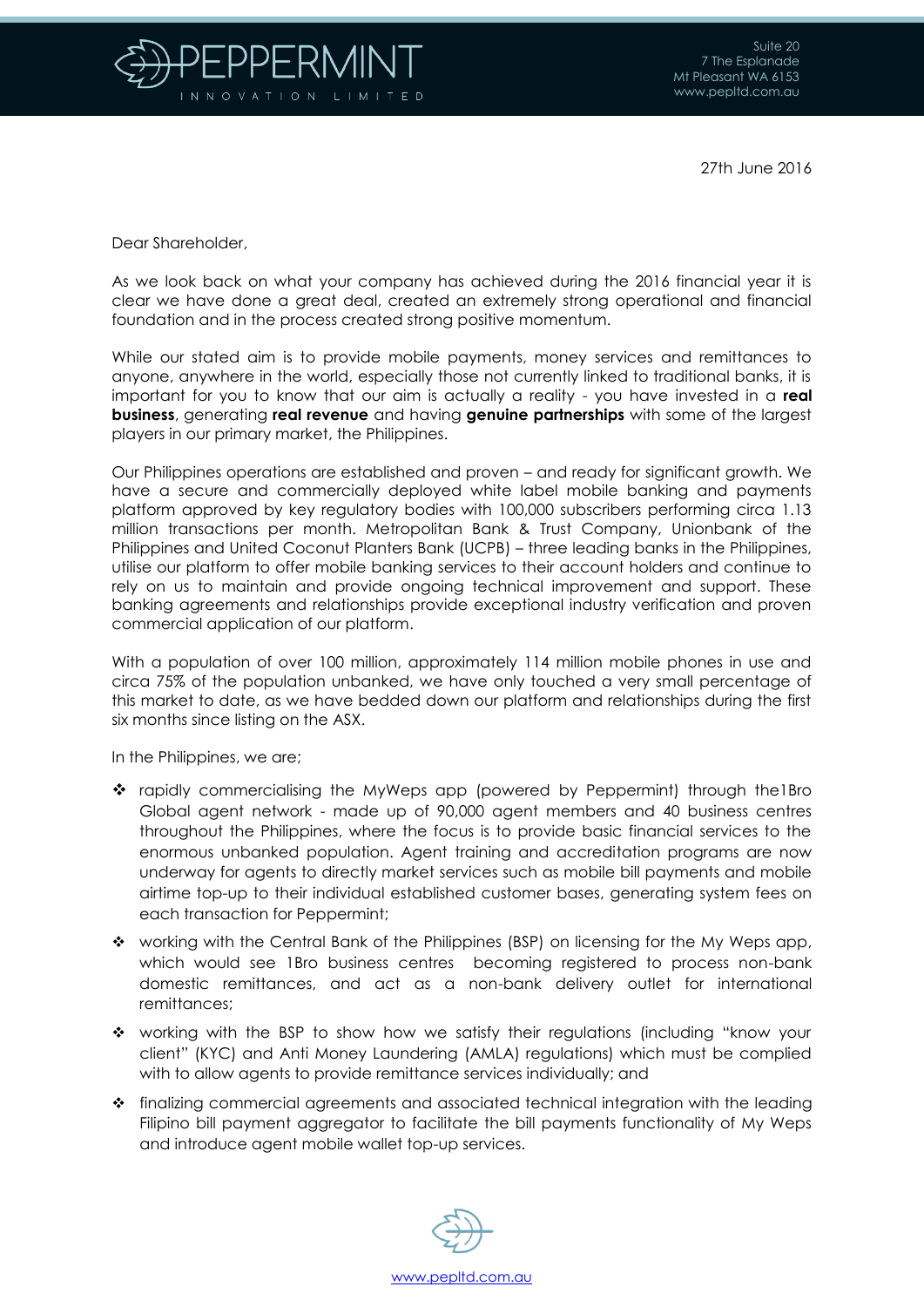PEPPERMINT INNOVATION LIMITED

Suite 20
7 The Esplanade
Mt Pleasant WA 6153
www.pepltd.com.au

27th June 2016

Dear Shareholder,

As we look back on what your company has achieved during the 2016 financial year it is clear we have done a great deal, created an extremely strong operational and financial foundation and in the process created strong positive momentum.

While our stated aim is to provide mobile payments, money services and remittances to anyone, anywhere in the world, especially those not currently linked to traditional banks, it is important for you to know that our aim is actually a reality - you have invested in a **real business**, generating **real revenue** and having **genuine partnerships** with some of the largest players in our primary market, the Philippines.

Our Philippines operations are established and proven – and ready for significant growth. We have a secure and commercially deployed white label mobile banking and payments platform approved by key regulatory bodies with 100,000 subscribers performing circa 1.13 million transactions per month. Metropolitan Bank & Trust Company, Unionbank of the Philippines and United Coconut Planters Bank (UCPB) – three leading banks in the Philippines, utilise our platform to offer mobile banking services to their account holders and continue to rely on us to maintain and provide ongoing technical improvement and support. These banking agreements and relationships provide exceptional industry verification and proven commercial application of our platform.

With a population of over 100 million, approximately 114 million mobile phones in use and circa 75% of the population unbanked, we have only touched a very small percentage of this market to date, as we have bedded down our platform and relationships during the first six months since listing on the ASX.

In the Philippines, we are;

- rapidly commercialising the MyWeps app (powered by Peppermint) through the1Bro Global agent network - made up of 90,000 agent members and 40 business centres throughout the Philippines, where the focus is to provide basic financial services to the enormous unbanked population. Agent training and accreditation programs are now underway for agents to directly market services such as mobile bill payments and mobile airtime top-up to their individual established customer bases, generating system fees on each transaction for Peppermint;
- working with the Central Bank of the Philippines (BSP) on licensing for the My Weps app, which would see 1Bro business centres becoming registered to process non-bank domestic remittances, and act as a non-bank delivery outlet for international remittances;
- working with the BSP to show how we satisfy their regulations (including "know your client" (KYC) and Anti Money Laundering (AMLA) regulations) which must be complied with to allow agents to provide remittance services individually; and
- finalizing commercial agreements and associated technical integration with the leading Filipino bill payment aggregator to facilitate the bill payments functionality of My Weps and introduce agent mobile wallet top-up services.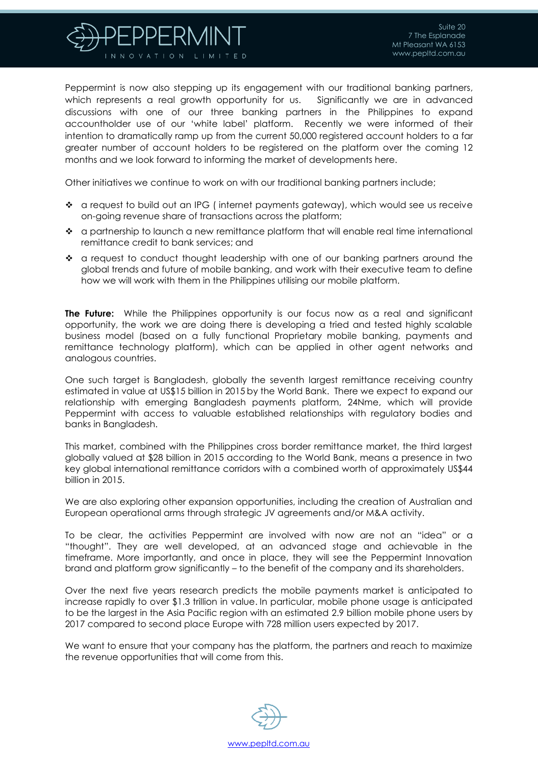Peppermint is now also stepping up its engagement with our traditional banking partners, which represents a real growth opportunity for us. Significantly we are in advanced discussions with one of our three banking partners in the Philippines to expand accountholder use of our 'white label' platform. Recently we were informed of their intention to dramatically ramp up from the current 50,000 registered account holders to a far greater number of account holders to be registered on the platform over the coming 12 months and we look forward to informing the market of developments here.

Other initiatives we continue to work on with our traditional banking partners include;

- a request to build out an IPG ( internet payments gateway), which would see us receive on-going revenue share of transactions across the platform;
- a partnership to launch a new remittance platform that will enable real time international remittance credit to bank services; and
- a request to conduct thought leadership with one of our banking partners around the global trends and future of mobile banking, and work with their executive team to define how we will work with them in the Philippines utilising our mobile platform.

**The Future:** While the Philippines opportunity is our focus now as a real and significant opportunity, the work we are doing there is developing a tried and tested highly scalable business model (based on a fully functional Proprietary mobile banking, payments and remittance technology platform), which can be applied in other agent networks and analogous countries.

One such target is Bangladesh, globally the seventh largest remittance receiving country estimated in value at US$15 billion in 2015 by the World Bank. There we expect to expand our relationship with emerging Bangladesh payments platform, 24Nme, which will provide Peppermint with access to valuable established relationships with regulatory bodies and banks in Bangladesh.

This market, combined with the Philippines cross border remittance market, the third largest globally valued at $28 billion in 2015 according to the World Bank, means a presence in two key global international remittance corridors with a combined worth of approximately US$44 billion in 2015.

We are also exploring other expansion opportunities, including the creation of Australian and European operational arms through strategic JV agreements and/or M&A activity.

To be clear, the activities Peppermint are involved with now are not an "idea" or a "thought". They are well developed, at an advanced stage and achievable in the timeframe. More importantly, and once in place, they will see the Peppermint Innovation brand and platform grow significantly – to the benefit of the company and its shareholders.

Over the next five years research predicts the mobile payments market is anticipated to increase rapidly to over $1.3 trillion in value. In particular, mobile phone usage is anticipated to be the largest in the Asia Pacific region with an estimated 2.9 billion mobile phone users by 2017 compared to second place Europe with 728 million users expected by 2017.

We want to ensure that your company has the platform, the partners and reach to maximize the revenue opportunities that will come from this.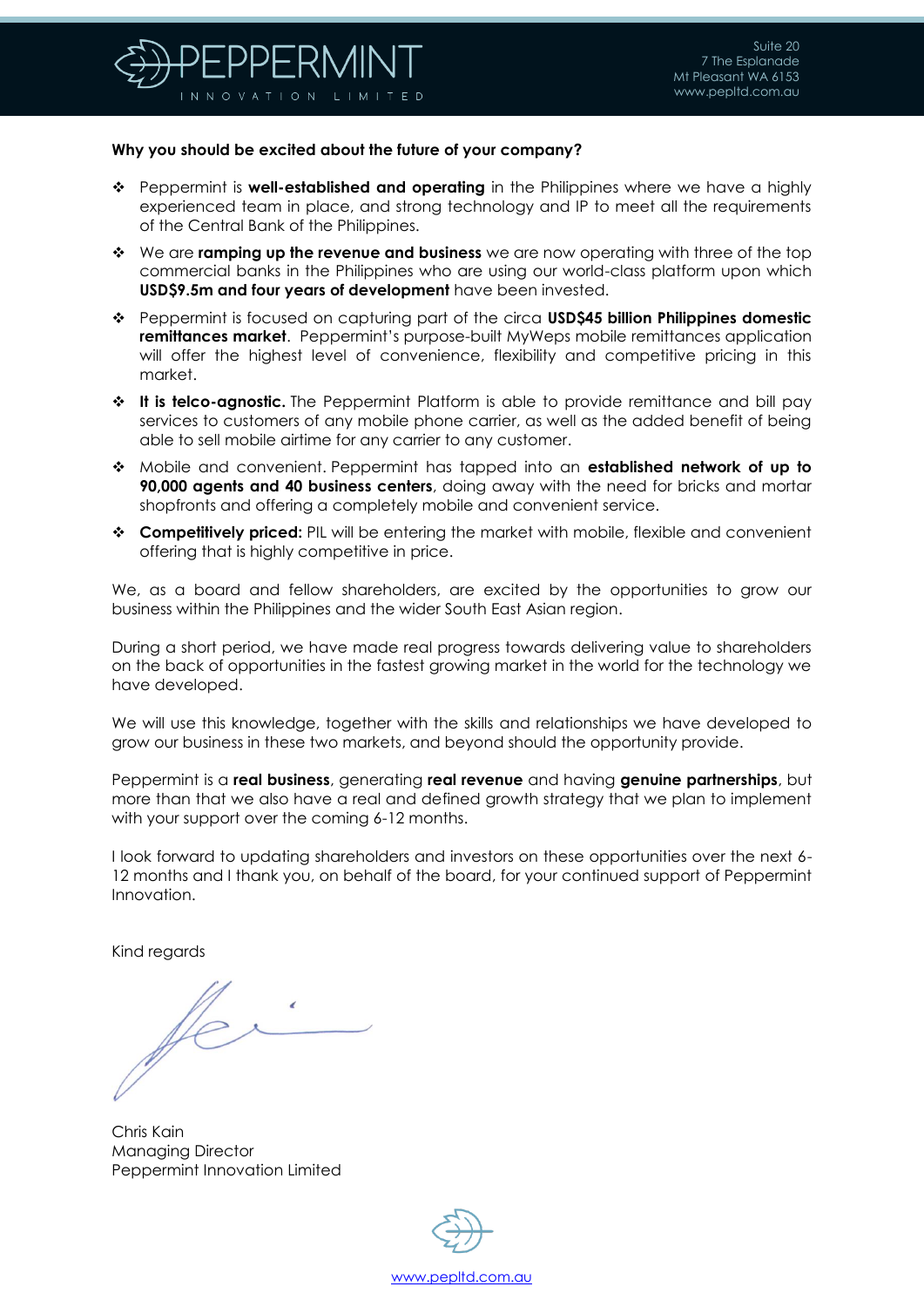**Why you should be excited about the future of your company?**

- Peppermint is **well-established and operating** in the Philippines where we have a highly experienced team in place, and strong technology and IP to meet all the requirements of the Central Bank of the Philippines.
- We are **ramping up the revenue and business** we are now operating with three of the top commercial banks in the Philippines who are using our world-class platform upon which **USD$9.5m and four years of development** have been invested.
- Peppermint is focused on capturing part of the circa **USD$45 billion Philippines domestic remittances market**. Peppermint's purpose-built MyWeps mobile remittances application will offer the highest level of convenience, flexibility and competitive pricing in this market.
- **It is telco-agnostic.** The Peppermint Platform is able to provide remittance and bill pay services to customers of any mobile phone carrier, as well as the added benefit of being able to sell mobile airtime for any carrier to any customer.
- Mobile and convenient. Peppermint has tapped into an **established network of up to 90,000 agents and 40 business centers**, doing away with the need for bricks and mortar shopfronts and offering a completely mobile and convenient service.
- **Competitively priced:** PIL will be entering the market with mobile, flexible and convenient offering that is highly competitive in price.

We, as a board and fellow shareholders, are excited by the opportunities to grow our business within the Philippines and the wider South East Asian region.

During a short period, we have made real progress towards delivering value to shareholders on the back of opportunities in the fastest growing market in the world for the technology we have developed.

We will use this knowledge, together with the skills and relationships we have developed to grow our business in these two markets, and beyond should the opportunity provide.

Peppermint is a **real business**, generating **real revenue** and having **genuine partnerships**, but more than that we also have a real and defined growth strategy that we plan to implement with your support over the coming 6-12 months.

I look forward to updating shareholders and investors on these opportunities over the next 6-12 months and I thank you, on behalf of the board, for your continued support of Peppermint Innovation.

Kind regards

Chris Kain
Managing Director
Peppermint Innovation Limited